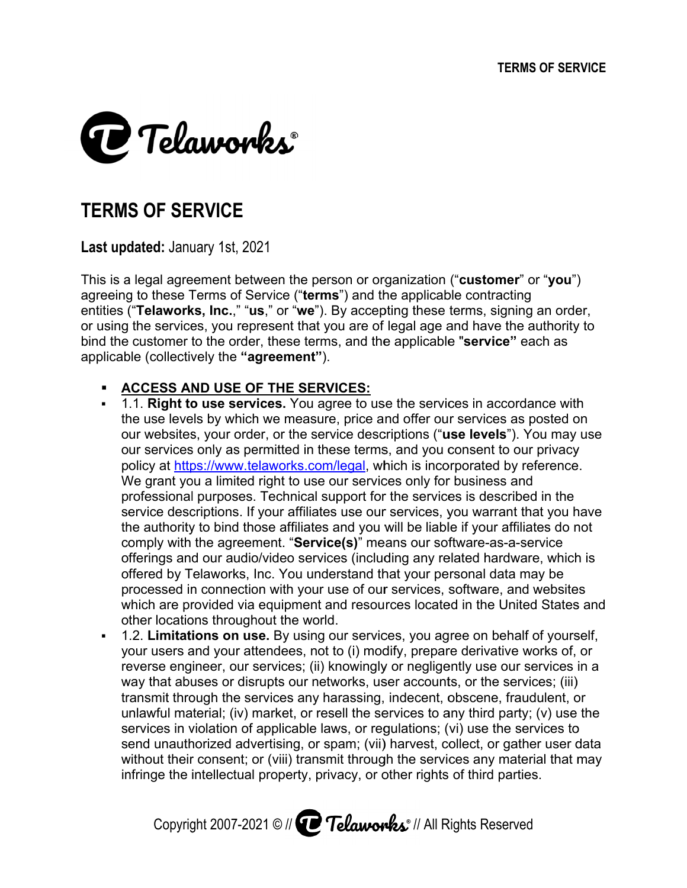# TERMS OF SERVICE

**Last updated:** January 1st, 2021

This is a legal agreement between the person or organization ("**customer**" or "**you**") agreeing to these Terms of Service ("**terms**") and the applicable contracting entities ("**Telaworks, Inc.**," "**us**," or "**we**"). By accepting these terms, signing an order, or using the services, you represent that you are of legal age and have the authority to bind the customer to the order, these terms, and the applicable "**service"** each as applicable (collectively the **"agreement"**).

- **ACCESS AND USE OF THE SERVICES:**
- 1.1. **Right to use services.** You agree to use the services in accordance with the use levels by which we measure, price and offer our services as posted on our websites, your order, or the service descriptions ("**use levels**"). You may use our services only as permitted in these terms, and you consent to our privacy policy at [https://www.telaworks.com/legal](https://www.telaworks.com/legal), which is incorporated by reference. We grant you a limited right to use our services only for business and professional purposes. Technical support for the services is described in the service descriptions. If your affiliates use our services, you warrant that you have the authority to bind those affiliates and you will be liable if your affiliates do not comply with the agreement. "**Service(s)**" means our software-as-a-service offerings and our audio/video services (including any related hardware, which is offered by Telaworks, Inc. You understand that your personal data may be processed in connection with your use of our services, software, and websites which are provided via equipment and resources located in the United States and other locations throughout the world.
- 1.2. **Limitations on use.** By using our services, you agree on behalf of yourself, your users and your attendees, not to (i) modify, prepare derivative works of, or reverse engineer, our services; (ii) knowingly or negligently use our services in a way that abuses or disrupts our networks, user accounts, or the services; (iii) transmit through the services any harassing, indecent, obscene, fraudulent, or unlawful material; (iv) market, or resell the services to any third party; (v) use the services in violation of applicable laws, or regulations; (vi) use the services to send unauthorized advertising, or spam; (vii) harvest, collect, or gather user data without their consent; or (viii) transmit through the services any material that may infringe the intellectual property, privacy, or other rights of third parties.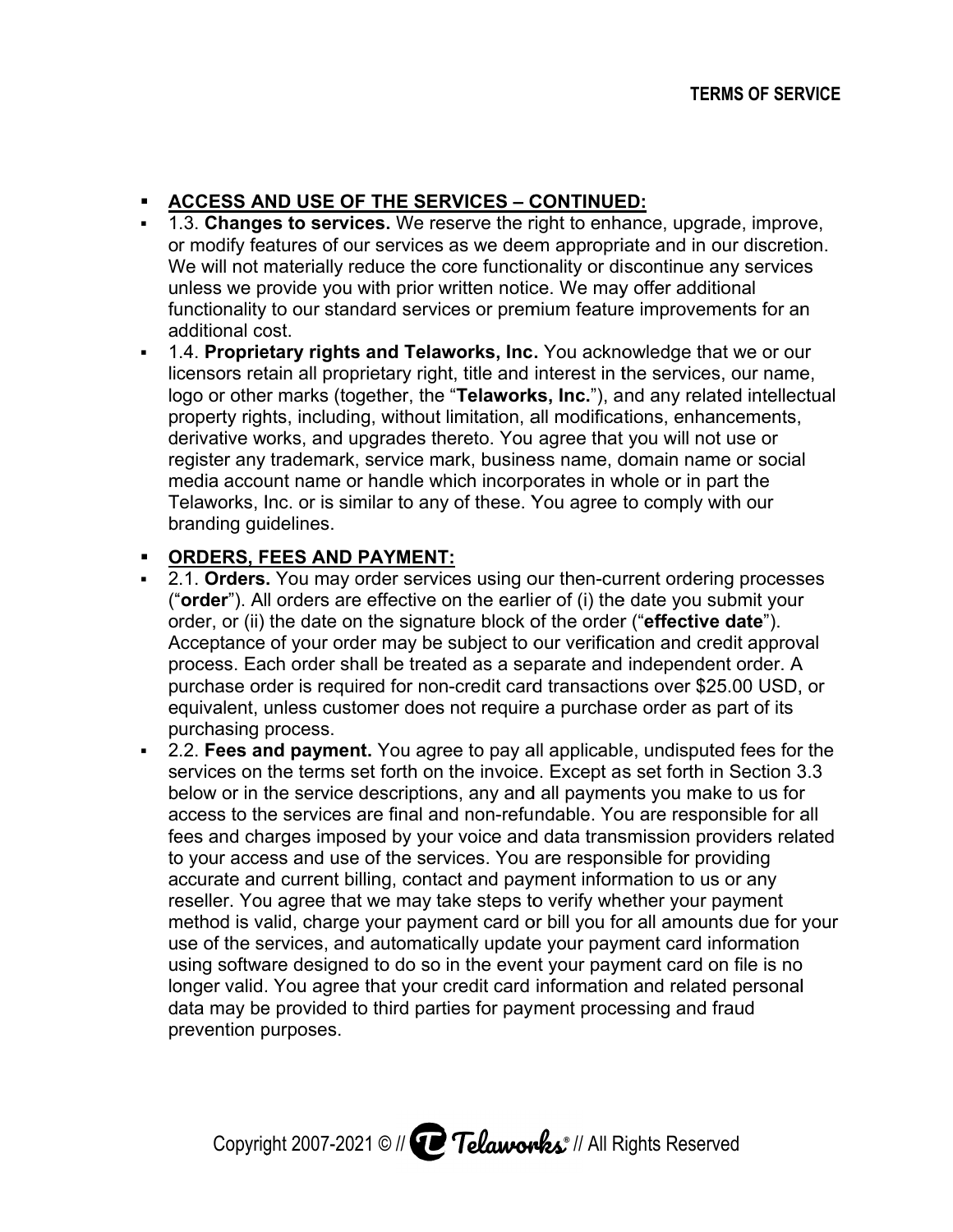- **ACCESS AND USE OF THE SERVICES – CONTINUED:**
- 1.3. **Changes to services.** We reserve the right to enhance, upgrade, improve, or modify features of our services as we deem appropriate and in our discretion. We will not materially reduce the core functionality or discontinue any services unless we provide you with prior written notice. We may offer additional functionality to our standard services or premium feature improvements for an additional cost.
- 1.4. **Proprietary rights and Telaworks, Inc.** You acknowledge that we or our licensors retain all proprietary right, title and interest in the services, our name, logo or other marks (together, the "**Telaworks, Inc.**"), and any related intellectual property rights, including, without limitation, all modifications, enhancements, derivative works, and upgrades thereto. You agree that you will not use or register any trademark, service mark, business name, domain name or social media account name or handle which incorporates in whole or in part the Telaworks, Inc. or is similar to any of these. You agree to comply with our branding guidelines.

- **ORDERS, FEES AND PAYMENT:**
- 2.1. **Orders.** You may order services using our then-current ordering processes ("**order**"). All orders are effective on the earlier of (i) the date you submit your order, or (ii) the date on the signature block of the order ("**effective date**"). Acceptance of your order may be subject to our verification and credit approval process. Each order shall be treated as a separate and independent order. A purchase order is required for non-credit card transactions over $25.00 USD, or equivalent, unless customer does not require a purchase order as part of its purchasing process.
- 2.2. **Fees and payment.** You agree to pay all applicable, undisputed fees for the services on the terms set forth on the invoice. Except as set forth in Section 3.3 below or in the service descriptions, any and all payments you make to us for access to the services are final and non-refundable. You are responsible for all fees and charges imposed by your voice and data transmission providers related to your access and use of the services. You are responsible for providing accurate and current billing, contact and payment information to us or any reseller. You agree that we may take steps to verify whether your payment method is valid, charge your payment card or bill you for all amounts due for your use of the services, and automatically update your payment card information using software designed to do so in the event your payment card on file is no longer valid. You agree that your credit card information and related personal data may be provided to third parties for payment processing and fraud prevention purposes.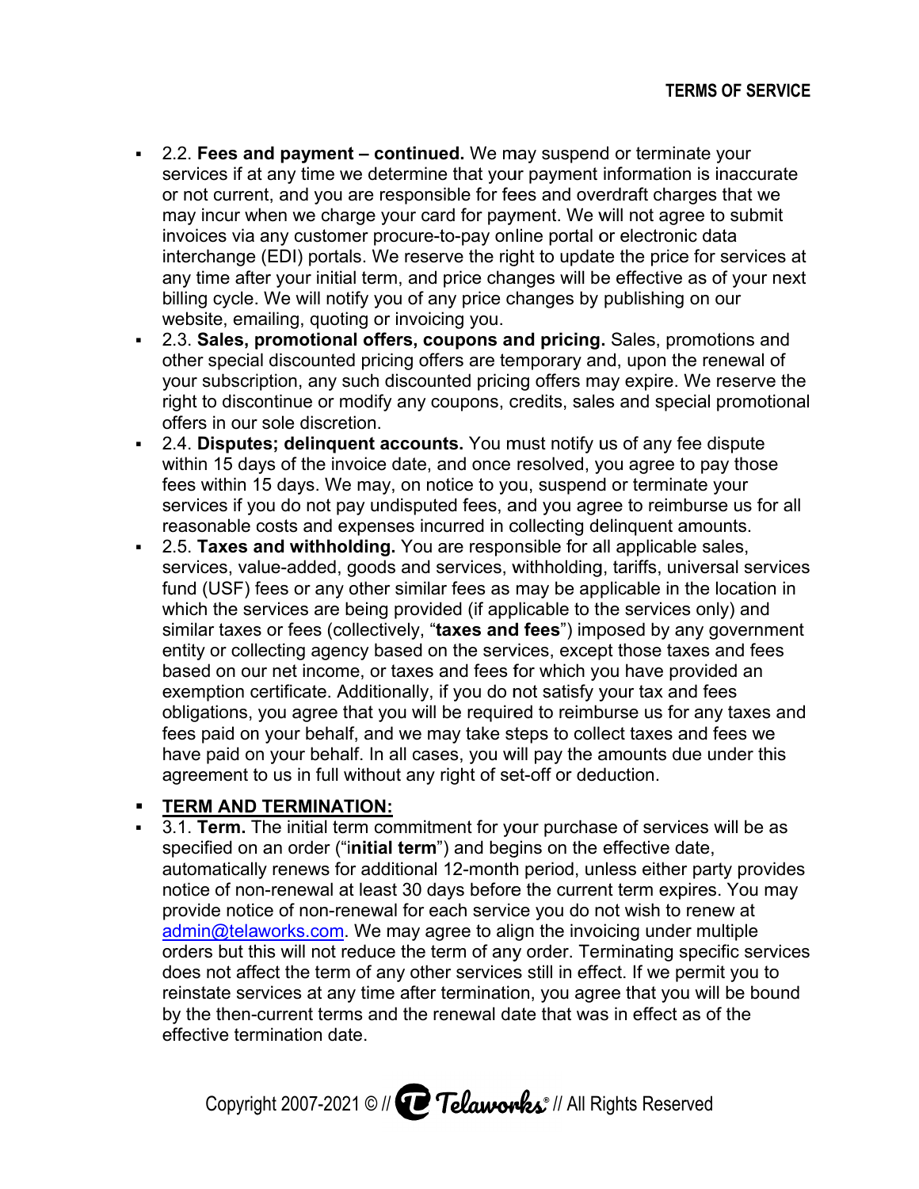- 2.2. **Fees and payment – continued.** We may suspend or terminate your services if at any time we determine that your payment information is inaccurate or not current, and you are responsible for fees and overdraft charges that we may incur when we charge your card for payment. We will not agree to submit invoices via any customer procure-to-pay online portal or electronic data interchange (EDI) portals. We reserve the right to update the price for services at any time after your initial term, and price changes will be effective as of your next billing cycle. We will notify you of any price changes by publishing on our website, emailing, quoting or invoicing you.
- 2.3. **Sales, promotional offers, coupons and pricing.** Sales, promotions and other special discounted pricing offers are temporary and, upon the renewal of your subscription, any such discounted pricing offers may expire. We reserve the right to discontinue or modify any coupons, credits, sales and special promotional offers in our sole discretion.
- 2.4. **Disputes; delinquent accounts.** You must notify us of any fee dispute within 15 days of the invoice date, and once resolved, you agree to pay those fees within 15 days. We may, on notice to you, suspend or terminate your services if you do not pay undisputed fees, and you agree to reimburse us for all reasonable costs and expenses incurred in collecting delinquent amounts.
- 2.5. **Taxes and withholding.** You are responsible for all applicable sales, services, value-added, goods and services, withholding, tariffs, universal services fund (USF) fees or any other similar fees as may be applicable in the location in which the services are being provided (if applicable to the services only) and similar taxes or fees (collectively, "**taxes and fees**") imposed by any government entity or collecting agency based on the services, except those taxes and fees based on our net income, or taxes and fees for which you have provided an exemption certificate. Additionally, if you do not satisfy your tax and fees obligations, you agree that you will be required to reimburse us for any taxes and fees paid on your behalf, and we may take steps to collect taxes and fees we have paid on your behalf. In all cases, you will pay the amounts due under this agreement to us in full without any right of set-off or deduction.

- **TERM AND TERMINATION:**
- 3.1. **Term.** The initial term commitment for your purchase of services will be as specified on an order ("**initial term**") and begins on the effective date, automatically renews for additional 12-month period, unless either party provides notice of non-renewal at least 30 days before the current term expires. You may provide notice of non-renewal for each service you do not wish to renew at [admin@telaworks.com](mailto:admin@telaworks.com). We may agree to align the invoicing under multiple orders but this will not reduce the term of any order. Terminating specific services does not affect the term of any other services still in effect. If we permit you to reinstate services at any time after termination, you agree that you will be bound by the then-current terms and the renewal date that was in effect as of the effective termination date.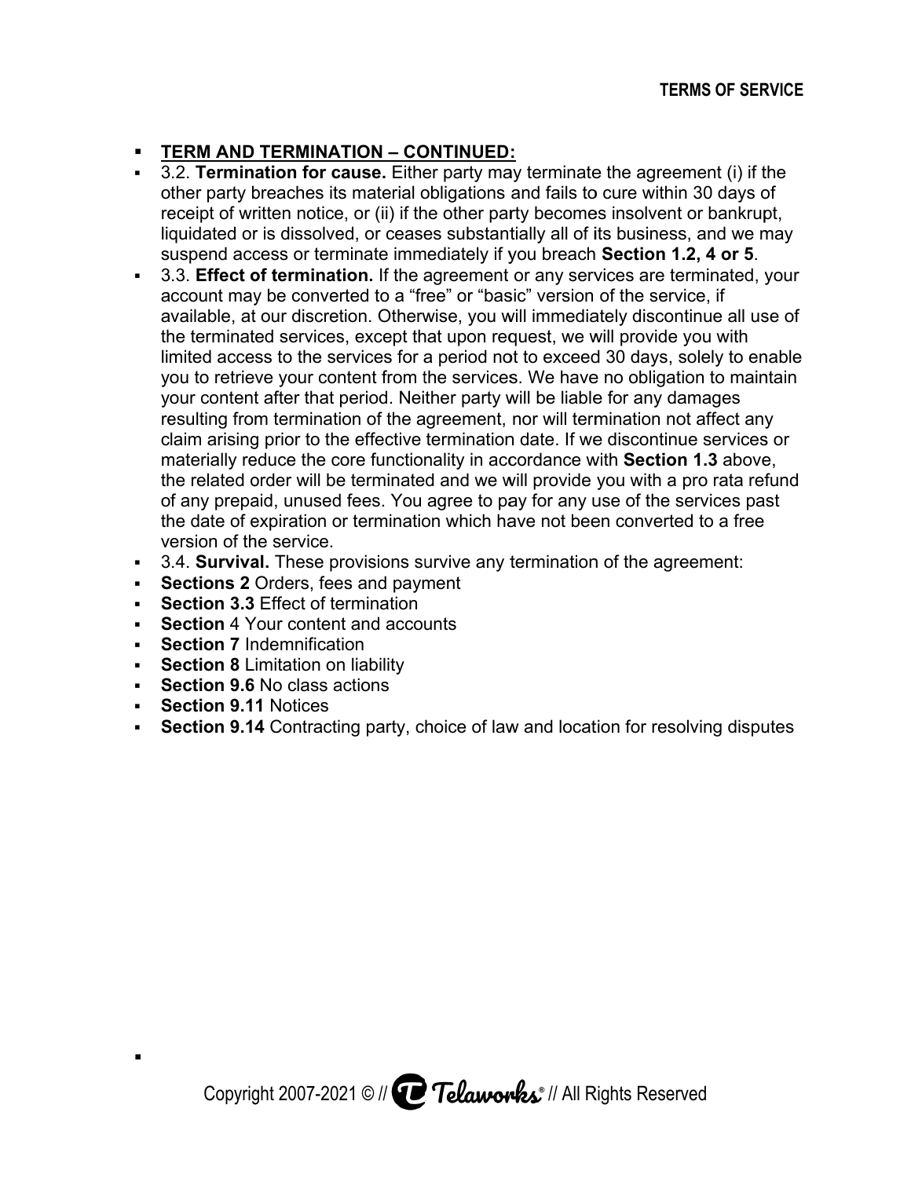- **TERM AND TERMINATION – CONTINUED:**
- 3.2. **Termination for cause.** Either party may terminate the agreement (i) if the other party breaches its material obligations and fails to cure within 30 days of receipt of written notice, or (ii) if the other party becomes insolvent or bankrupt, liquidated or is dissolved, or ceases substantially all of its business, and we may suspend access or terminate immediately if you breach **Section 1.2, 4 or 5**.
- 3.3. **Effect of termination.** If the agreement or any services are terminated, your account may be converted to a "free" or "basic" version of the service, if available, at our discretion. Otherwise, you will immediately discontinue all use of the terminated services, except that upon request, we will provide you with limited access to the services for a period not to exceed 30 days, solely to enable you to retrieve your content from the services. We have no obligation to maintain your content after that period. Neither party will be liable for any damages resulting from termination of the agreement, nor will termination not affect any claim arising prior to the effective termination date. If we discontinue services or materially reduce the core functionality in accordance with **Section 1.3** above, the related order will be terminated and we will provide you with a pro rata refund of any prepaid, unused fees. You agree to pay for any use of the services past the date of expiration or termination which have not been converted to a free version of the service.
- 3.4. **Survival.** These provisions survive any termination of the agreement:
- **Sections 2** Orders, fees and payment
- **Section 3.3** Effect of termination
- **Section** 4 Your content and accounts
- **Section 7** Indemnification
- **Section 8** Limitation on liability
- **Section 9.6** No class actions
- **Section 9.11** Notices
- **Section 9.14** Contracting party, choice of law and location for resolving disputes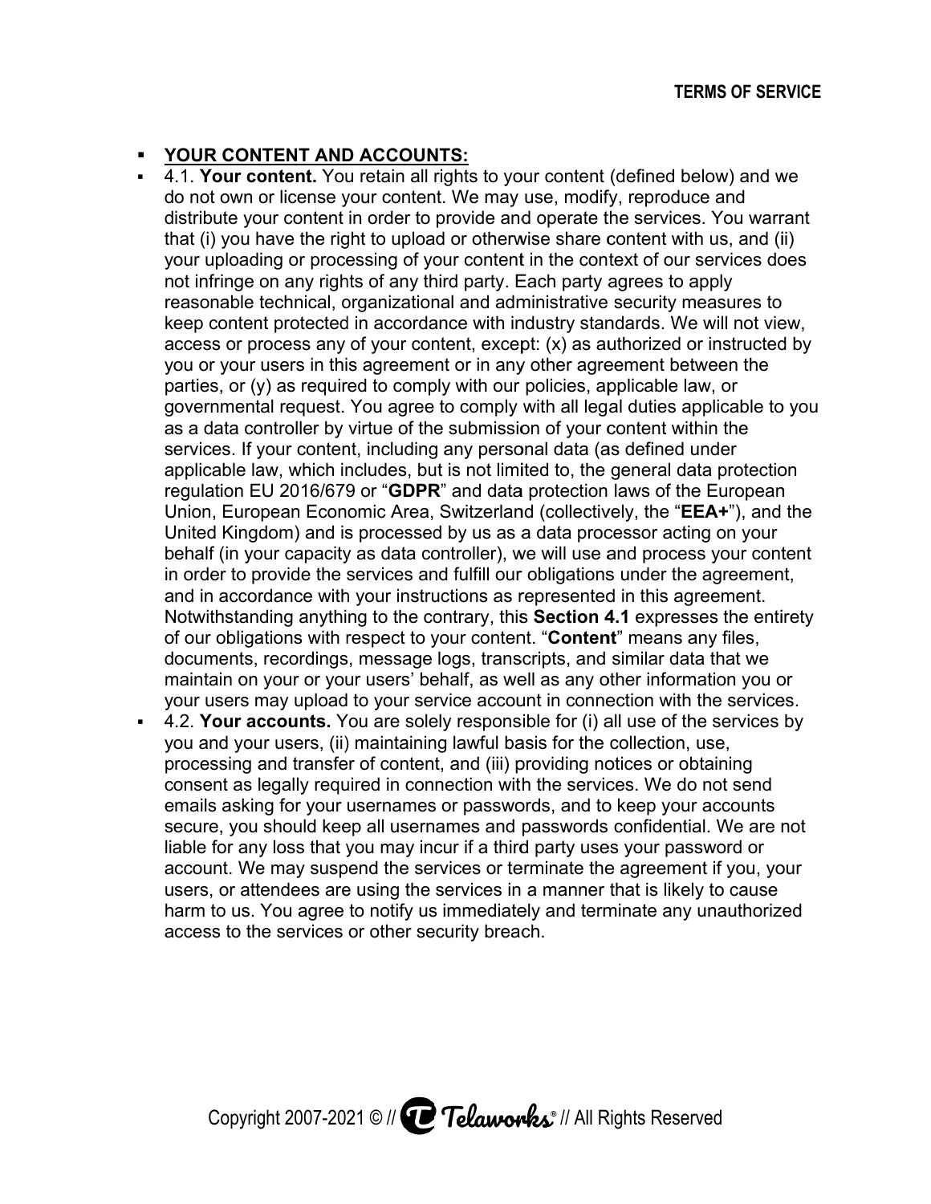- **YOUR CONTENT AND ACCOUNTS:**
- 4.1. **Your content.** You retain all rights to your content (defined below) and we do not own or license your content. We may use, modify, reproduce and distribute your content in order to provide and operate the services. You warrant that (i) you have the right to upload or otherwise share content with us, and (ii) your uploading or processing of your content in the context of our services does not infringe on any rights of any third party. Each party agrees to apply reasonable technical, organizational and administrative security measures to keep content protected in accordance with industry standards. We will not view, access or process any of your content, except: (x) as authorized or instructed by you or your users in this agreement or in any other agreement between the parties, or (y) as required to comply with our policies, applicable law, or governmental request. You agree to comply with all legal duties applicable to you as a data controller by virtue of the submission of your content within the services. If your content, including any personal data (as defined under applicable law, which includes, but is not limited to, the general data protection regulation EU 2016/679 or "**GDPR**" and data protection laws of the European Union, European Economic Area, Switzerland (collectively, the "**EEA+**"), and the United Kingdom) and is processed by us as a data processor acting on your behalf (in your capacity as data controller), we will use and process your content in order to provide the services and fulfill our obligations under the agreement, and in accordance with your instructions as represented in this agreement. Notwithstanding anything to the contrary, this **Section 4.1** expresses the entirety of our obligations with respect to your content. "**Content**" means any files, documents, recordings, message logs, transcripts, and similar data that we maintain on your or your users' behalf, as well as any other information you or your users may upload to your service account in connection with the services.
- 4.2. **Your accounts.** You are solely responsible for (i) all use of the services by you and your users, (ii) maintaining lawful basis for the collection, use, processing and transfer of content, and (iii) providing notices or obtaining consent as legally required in connection with the services. We do not send emails asking for your usernames or passwords, and to keep your accounts secure, you should keep all usernames and passwords confidential. We are not liable for any loss that you may incur if a third party uses your password or account. We may suspend the services or terminate the agreement if you, your users, or attendees are using the services in a manner that is likely to cause harm to us. You agree to notify us immediately and terminate any unauthorized access to the services or other security breach.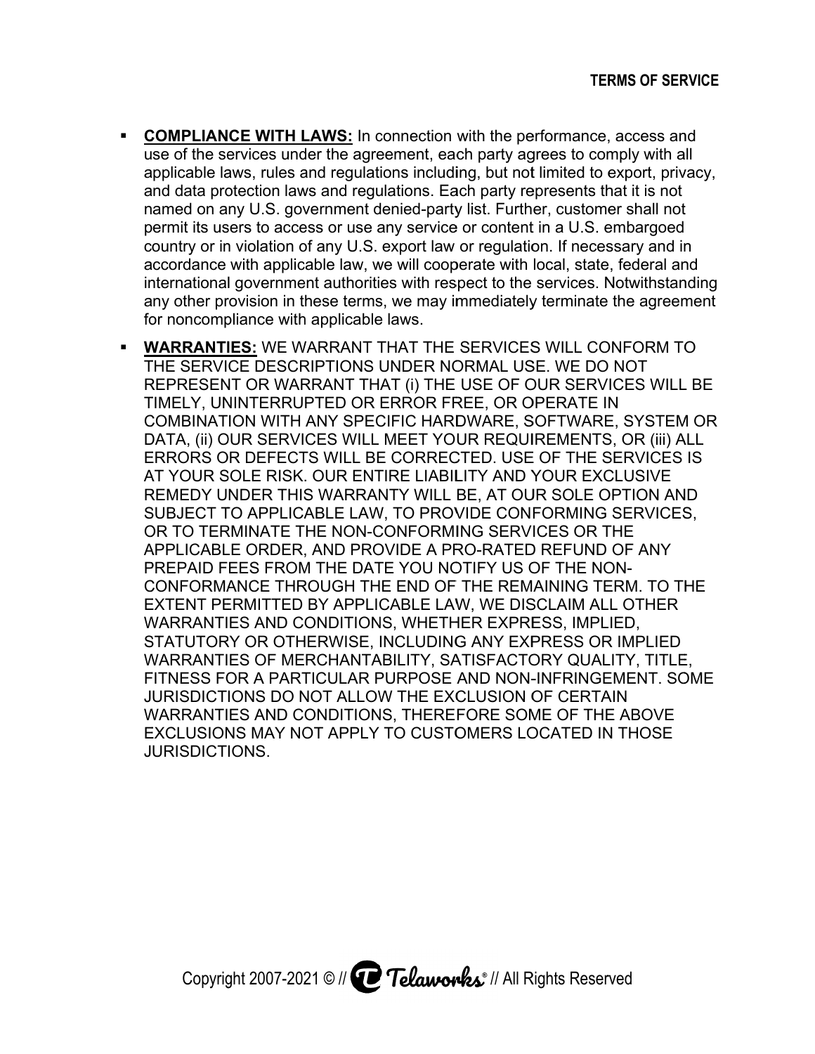- **COMPLIANCE WITH LAWS:** In connection with the performance, access and use of the services under the agreement, each party agrees to comply with all applicable laws, rules and regulations including, but not limited to export, privacy, and data protection laws and regulations. Each party represents that it is not named on any U.S. government denied-party list. Further, customer shall not permit its users to access or use any service or content in a U.S. embargoed country or in violation of any U.S. export law or regulation. If necessary and in accordance with applicable law, we will cooperate with local, state, federal and international government authorities with respect to the services. Notwithstanding any other provision in these terms, we may immediately terminate the agreement for noncompliance with applicable laws.
- **WARRANTIES:** WE WARRANT THAT THE SERVICES WILL CONFORM TO THE SERVICE DESCRIPTIONS UNDER NORMAL USE. WE DO NOT REPRESENT OR WARRANT THAT (i) THE USE OF OUR SERVICES WILL BE TIMELY, UNINTERRUPTED OR ERROR FREE, OR OPERATE IN COMBINATION WITH ANY SPECIFIC HARDWARE, SOFTWARE, SYSTEM OR DATA, (ii) OUR SERVICES WILL MEET YOUR REQUIREMENTS, OR (iii) ALL ERRORS OR DEFECTS WILL BE CORRECTED. USE OF THE SERVICES IS AT YOUR SOLE RISK. OUR ENTIRE LIABILITY AND YOUR EXCLUSIVE REMEDY UNDER THIS WARRANTY WILL BE, AT OUR SOLE OPTION AND SUBJECT TO APPLICABLE LAW, TO PROVIDE CONFORMING SERVICES, OR TO TERMINATE THE NON-CONFORMING SERVICES OR THE APPLICABLE ORDER, AND PROVIDE A PRO-RATED REFUND OF ANY PREPAID FEES FROM THE DATE YOU NOTIFY US OF THE NON-CONFORMANCE THROUGH THE END OF THE REMAINING TERM. TO THE EXTENT PERMITTED BY APPLICABLE LAW, WE DISCLAIM ALL OTHER WARRANTIES AND CONDITIONS, WHETHER EXPRESS, IMPLIED, STATUTORY OR OTHERWISE, INCLUDING ANY EXPRESS OR IMPLIED WARRANTIES OF MERCHANTABILITY, SATISFACTORY QUALITY, TITLE, FITNESS FOR A PARTICULAR PURPOSE AND NON-INFRINGEMENT. SOME JURISDICTIONS DO NOT ALLOW THE EXCLUSION OF CERTAIN WARRANTIES AND CONDITIONS, THEREFORE SOME OF THE ABOVE EXCLUSIONS MAY NOT APPLY TO CUSTOMERS LOCATED IN THOSE JURISDICTIONS.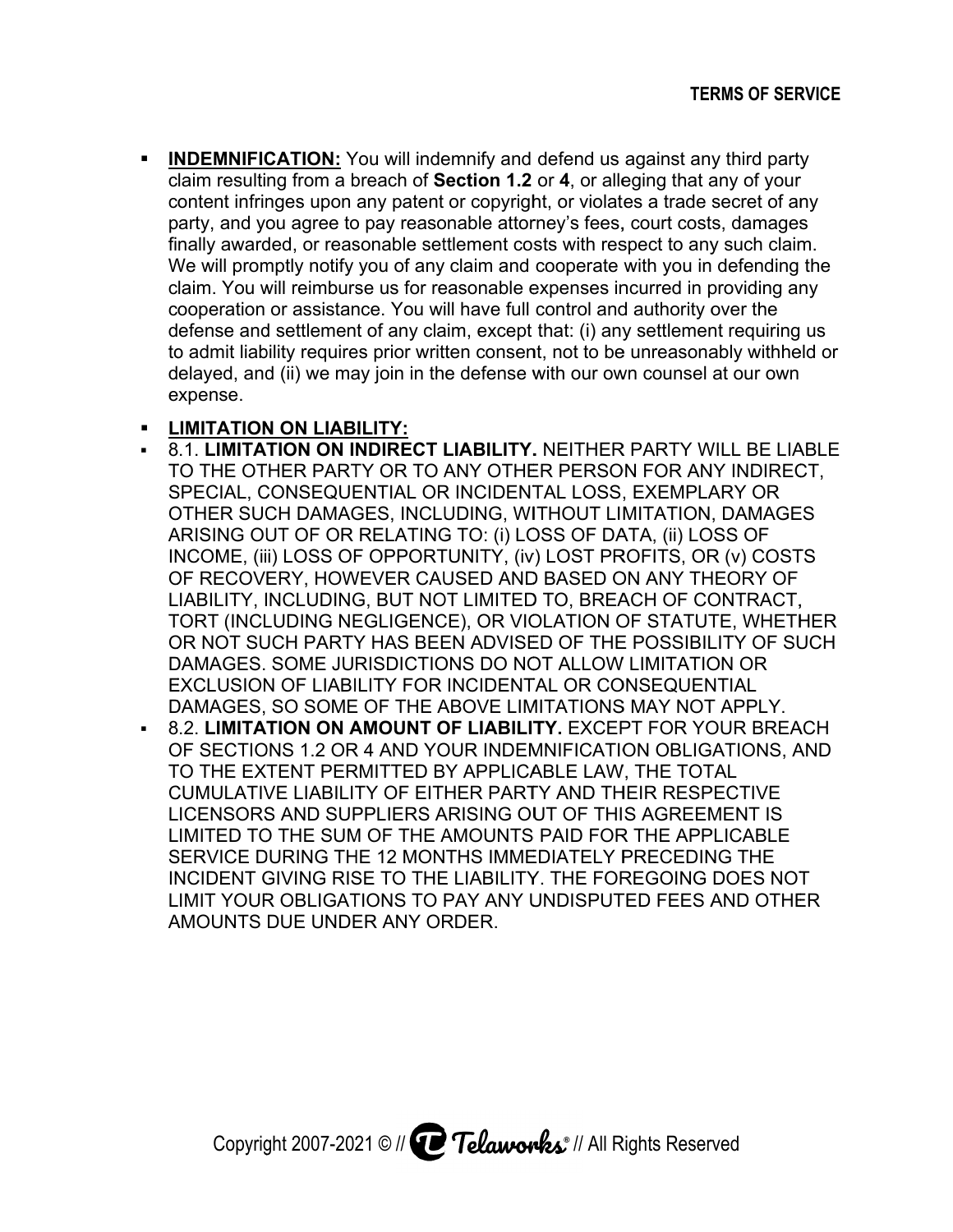- **INDEMNIFICATION:** You will indemnify and defend us against any third party claim resulting from a breach of **Section 1.2** or **4**, or alleging that any of your content infringes upon any patent or copyright, or violates a trade secret of any party, and you agree to pay reasonable attorney's fees, court costs, damages finally awarded, or reasonable settlement costs with respect to any such claim. We will promptly notify you of any claim and cooperate with you in defending the claim. You will reimburse us for reasonable expenses incurred in providing any cooperation or assistance. You will have full control and authority over the defense and settlement of any claim, except that: (i) any settlement requiring us to admit liability requires prior written consent, not to be unreasonably withheld or delayed, and (ii) we may join in the defense with our own counsel at our own expense.

- **LIMITATION ON LIABILITY:**
- 8.1. **LIMITATION ON INDIRECT LIABILITY.** NEITHER PARTY WILL BE LIABLE TO THE OTHER PARTY OR TO ANY OTHER PERSON FOR ANY INDIRECT, SPECIAL, CONSEQUENTIAL OR INCIDENTAL LOSS, EXEMPLARY OR OTHER SUCH DAMAGES, INCLUDING, WITHOUT LIMITATION, DAMAGES ARISING OUT OF OR RELATING TO: (i) LOSS OF DATA, (ii) LOSS OF INCOME, (iii) LOSS OF OPPORTUNITY, (iv) LOST PROFITS, OR (v) COSTS OF RECOVERY, HOWEVER CAUSED AND BASED ON ANY THEORY OF LIABILITY, INCLUDING, BUT NOT LIMITED TO, BREACH OF CONTRACT, TORT (INCLUDING NEGLIGENCE), OR VIOLATION OF STATUTE, WHETHER OR NOT SUCH PARTY HAS BEEN ADVISED OF THE POSSIBILITY OF SUCH DAMAGES. SOME JURISDICTIONS DO NOT ALLOW LIMITATION OR EXCLUSION OF LIABILITY FOR INCIDENTAL OR CONSEQUENTIAL DAMAGES, SO SOME OF THE ABOVE LIMITATIONS MAY NOT APPLY.
- 8.2. **LIMITATION ON AMOUNT OF LIABILITY.** EXCEPT FOR YOUR BREACH OF SECTIONS 1.2 OR 4 AND YOUR INDEMNIFICATION OBLIGATIONS, AND TO THE EXTENT PERMITTED BY APPLICABLE LAW, THE TOTAL CUMULATIVE LIABILITY OF EITHER PARTY AND THEIR RESPECTIVE LICENSORS AND SUPPLIERS ARISING OUT OF THIS AGREEMENT IS LIMITED TO THE SUM OF THE AMOUNTS PAID FOR THE APPLICABLE SERVICE DURING THE 12 MONTHS IMMEDIATELY PRECEDING THE INCIDENT GIVING RISE TO THE LIABILITY. THE FOREGOING DOES NOT LIMIT YOUR OBLIGATIONS TO PAY ANY UNDISPUTED FEES AND OTHER AMOUNTS DUE UNDER ANY ORDER.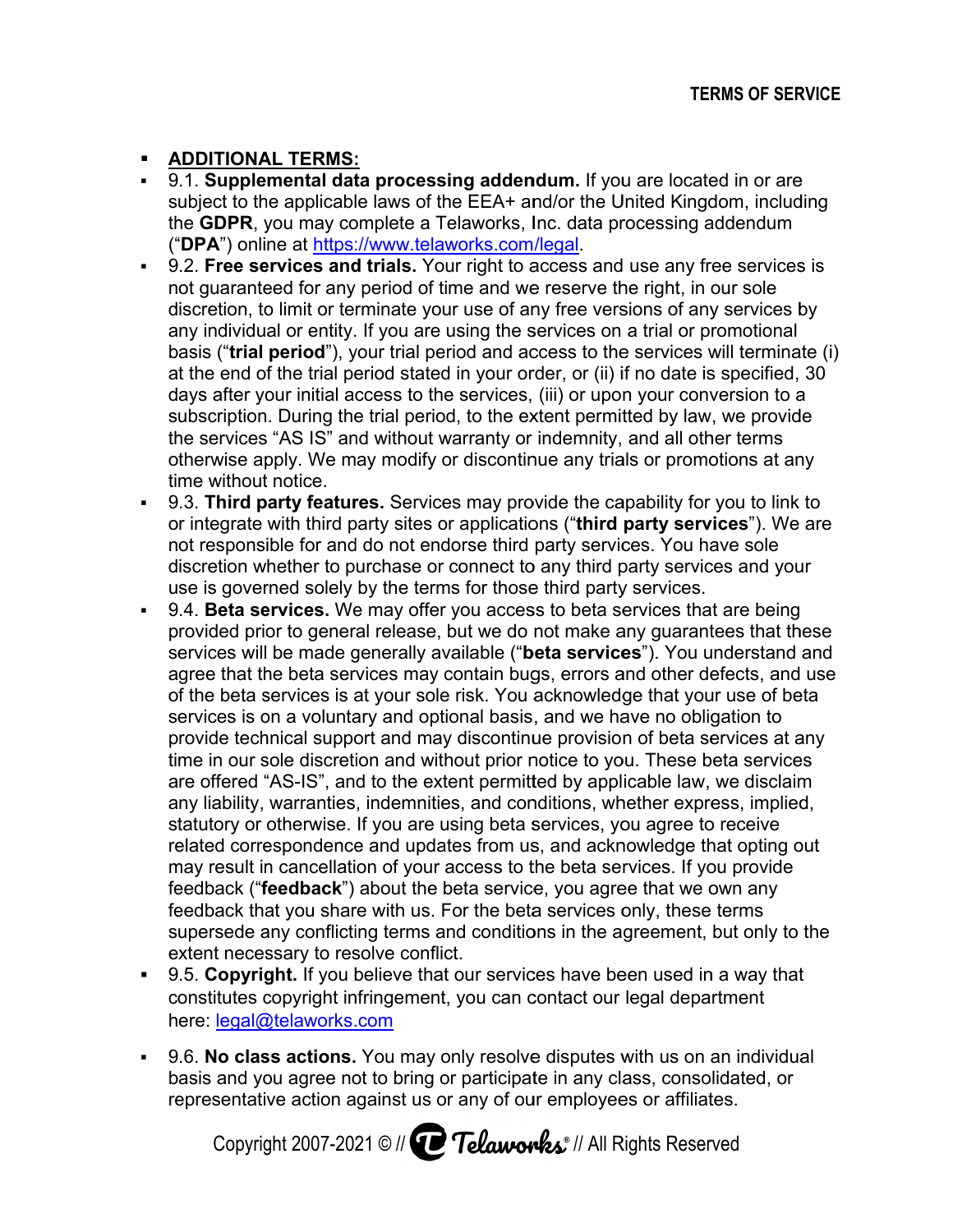- **ADDITIONAL TERMS:**
- 9.1. **Supplemental data processing addendum.** If you are located in or are subject to the applicable laws of the EEA+ and/or the United Kingdom, including the **GDPR**, you may complete a Telaworks, Inc. data processing addendum ("**DPA**") online at [https://www.telaworks.com/legal](https://www.telaworks.com/legal).
- 9.2. **Free services and trials.** Your right to access and use any free services is not guaranteed for any period of time and we reserve the right, in our sole discretion, to limit or terminate your use of any free versions of any services by any individual or entity. If you are using the services on a trial or promotional basis ("**trial period**"), your trial period and access to the services will terminate (i) at the end of the trial period stated in your order, or (ii) if no date is specified, 30 days after your initial access to the services, (iii) or upon your conversion to a subscription. During the trial period, to the extent permitted by law, we provide the services "AS IS" and without warranty or indemnity, and all other terms otherwise apply. We may modify or discontinue any trials or promotions at any time without notice.
- 9.3. **Third party features.** Services may provide the capability for you to link to or integrate with third party sites or applications ("**third party services**"). We are not responsible for and do not endorse third party services. You have sole discretion whether to purchase or connect to any third party services and your use is governed solely by the terms for those third party services.
- 9.4. **Beta services.** We may offer you access to beta services that are being provided prior to general release, but we do not make any guarantees that these services will be made generally available ("**beta services**"). You understand and agree that the beta services may contain bugs, errors and other defects, and use of the beta services is at your sole risk. You acknowledge that your use of beta services is on a voluntary and optional basis, and we have no obligation to provide technical support and may discontinue provision of beta services at any time in our sole discretion and without prior notice to you. These beta services are offered "AS-IS", and to the extent permitted by applicable law, we disclaim any liability, warranties, indemnities, and conditions, whether express, implied, statutory or otherwise. If you are using beta services, you agree to receive related correspondence and updates from us, and acknowledge that opting out may result in cancellation of your access to the beta services. If you provide feedback ("**feedback**") about the beta service, you agree that we own any feedback that you share with us. For the beta services only, these terms supersede any conflicting terms and conditions in the agreement, but only to the extent necessary to resolve conflict.
- 9.5. **Copyright.** If you believe that our services have been used in a way that constitutes copyright infringement, you can contact our legal department here: [legal@telaworks.com](mailto:legal@telaworks.com)
- 9.6. **No class actions.** You may only resolve disputes with us on an individual basis and you agree not to bring or participate in any class, consolidated, or representative action against us or any of our employees or affiliates.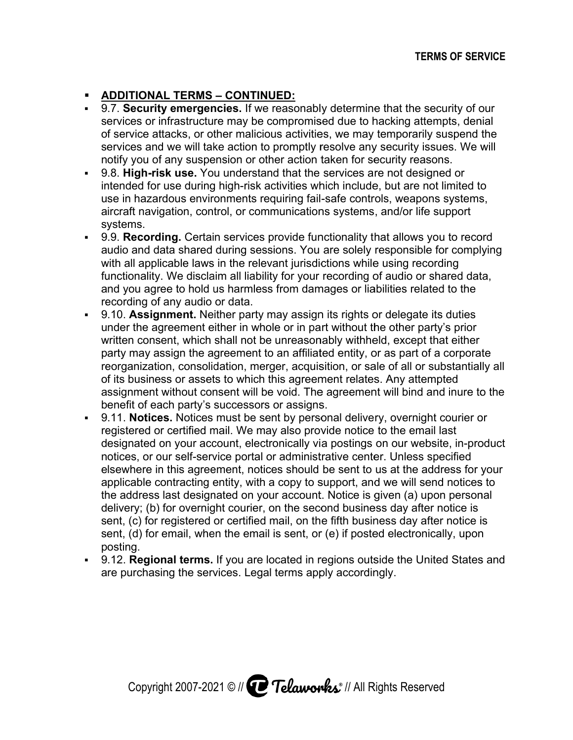- **ADDITIONAL TERMS – CONTINUED:**
- 9.7. **Security emergencies.** If we reasonably determine that the security of our services or infrastructure may be compromised due to hacking attempts, denial of service attacks, or other malicious activities, we may temporarily suspend the services and we will take action to promptly resolve any security issues. We will notify you of any suspension or other action taken for security reasons.
- 9.8. **High-risk use.** You understand that the services are not designed or intended for use during high-risk activities which include, but are not limited to use in hazardous environments requiring fail-safe controls, weapons systems, aircraft navigation, control, or communications systems, and/or life support systems.
- 9.9. **Recording.** Certain services provide functionality that allows you to record audio and data shared during sessions. You are solely responsible for complying with all applicable laws in the relevant jurisdictions while using recording functionality. We disclaim all liability for your recording of audio or shared data, and you agree to hold us harmless from damages or liabilities related to the recording of any audio or data.
- 9.10. **Assignment.** Neither party may assign its rights or delegate its duties under the agreement either in whole or in part without the other party's prior written consent, which shall not be unreasonably withheld, except that either party may assign the agreement to an affiliated entity, or as part of a corporate reorganization, consolidation, merger, acquisition, or sale of all or substantially all of its business or assets to which this agreement relates. Any attempted assignment without consent will be void. The agreement will bind and inure to the benefit of each party's successors or assigns.
- 9.11. **Notices.** Notices must be sent by personal delivery, overnight courier or registered or certified mail. We may also provide notice to the email last designated on your account, electronically via postings on our website, in-product notices, or our self-service portal or administrative center. Unless specified elsewhere in this agreement, notices should be sent to us at the address for your applicable contracting entity, with a copy to support, and we will send notices to the address last designated on your account. Notice is given (a) upon personal delivery; (b) for overnight courier, on the second business day after notice is sent, (c) for registered or certified mail, on the fifth business day after notice is sent, (d) for email, when the email is sent, or (e) if posted electronically, upon posting.
- 9.12. **Regional terms.** If you are located in regions outside the United States and are purchasing the services. Legal terms apply accordingly.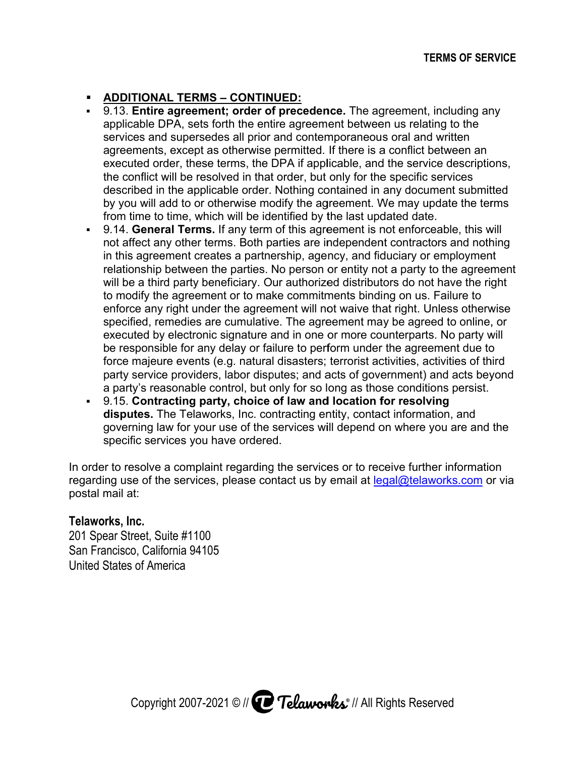- **ADDITIONAL TERMS – CONTINUED:**
- 9.13. **Entire agreement; order of precedence.** The agreement, including any applicable DPA, sets forth the entire agreement between us relating to the services and supersedes all prior and contemporaneous oral and written agreements, except as otherwise permitted. If there is a conflict between an executed order, these terms, the DPA if applicable, and the service descriptions, the conflict will be resolved in that order, but only for the specific services described in the applicable order. Nothing contained in any document submitted by you will add to or otherwise modify the agreement. We may update the terms from time to time, which will be identified by the last updated date.
- 9.14. **General Terms.** If any term of this agreement is not enforceable, this will not affect any other terms. Both parties are independent contractors and nothing in this agreement creates a partnership, agency, and fiduciary or employment relationship between the parties. No person or entity not a party to the agreement will be a third party beneficiary. Our authorized distributors do not have the right to modify the agreement or to make commitments binding on us. Failure to enforce any right under the agreement will not waive that right. Unless otherwise specified, remedies are cumulative. The agreement may be agreed to online, or executed by electronic signature and in one or more counterparts. No party will be responsible for any delay or failure to perform under the agreement due to force majeure events (e.g. natural disasters; terrorist activities, activities of third party service providers, labor disputes; and acts of government) and acts beyond a party's reasonable control, but only for so long as those conditions persist.
- 9.15. **Contracting party, choice of law and location for resolving disputes.** The Telaworks, Inc. contracting entity, contact information, and governing law for your use of the services will depend on where you are and the specific services you have ordered.

In order to resolve a complaint regarding the services or to receive further information regarding use of the services, please contact us by email at legal@telaworks.com or via postal mail at:

**Telaworks, Inc.**
201 Spear Street, Suite #1100
San Francisco, California 94105
United States of America